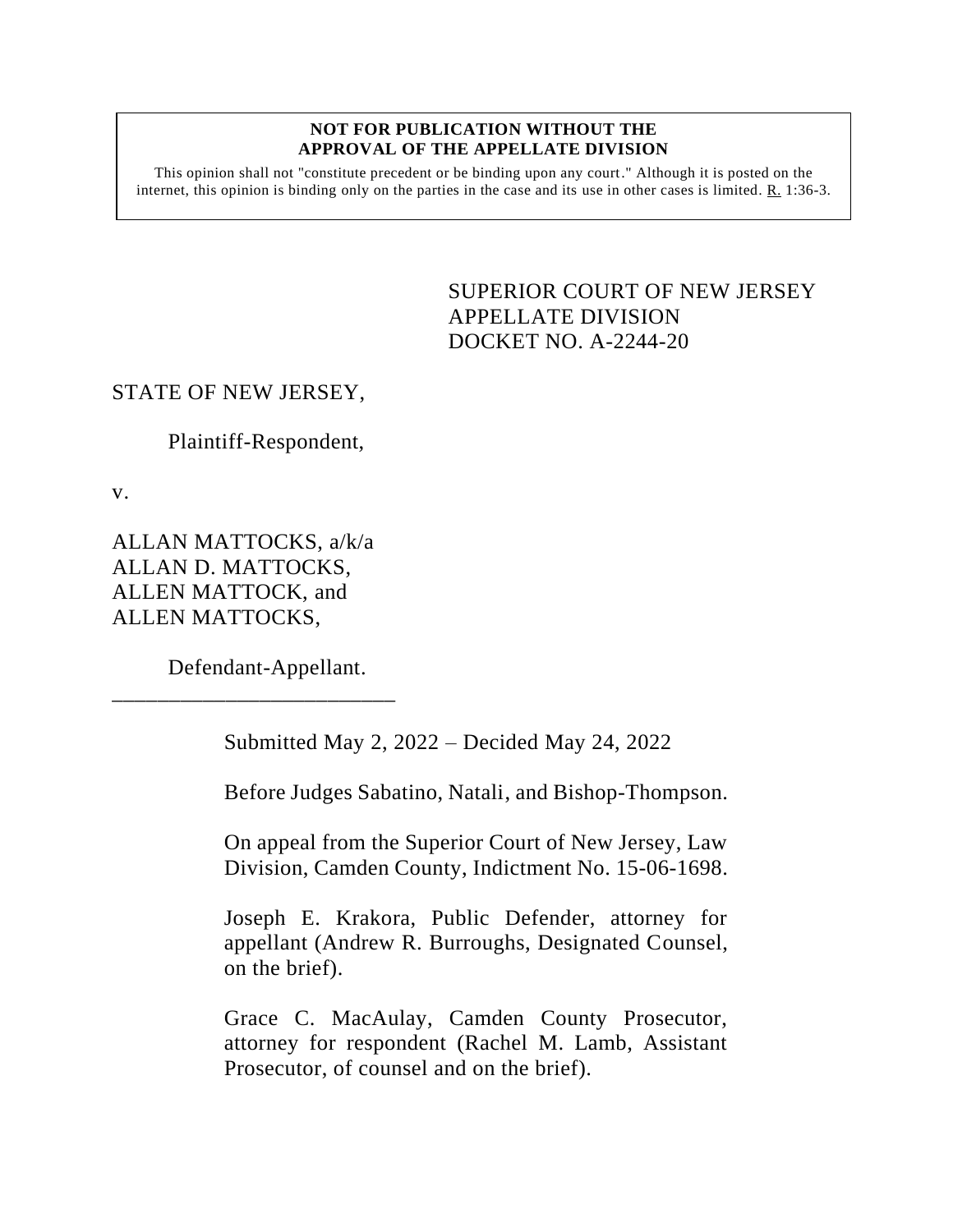**NOT FOR PUBLICATION WITHOUT THE APPROVAL OF THE APPELLATE DIVISION**

This opinion shall not "constitute precedent or be binding upon any court." Although it is posted on the internet, this opinion is binding only on the parties in the case and its use in other cases is limited. R. 1:36-3.

SUPERIOR COURT OF NEW JERSEY
APPELLATE DIVISION
DOCKET NO. A-2244-20

STATE OF NEW JERSEY,

Plaintiff-Respondent,

v.

ALLAN MATTOCKS, a/k/a
ALLAN D. MATTOCKS,
ALLEN MATTOCK, and
ALLEN MATTOCKS,

Defendant-Appellant.

\_\_\_\_\_\_\_\_\_\_\_\_\_\_\_\_\_\_\_\_\_\_\_\_\_\_

Submitted May 2, 2022 – Decided May 24, 2022

Before Judges Sabatino, Natali, and Bishop-Thompson.

On appeal from the Superior Court of New Jersey, Law Division, Camden County, Indictment No. 15-06-1698.

Joseph E. Krakora, Public Defender, attorney for appellant (Andrew R. Burroughs, Designated Counsel, on the brief).

Grace C. MacAulay, Camden County Prosecutor, attorney for respondent (Rachel M. Lamb, Assistant Prosecutor, of counsel and on the brief).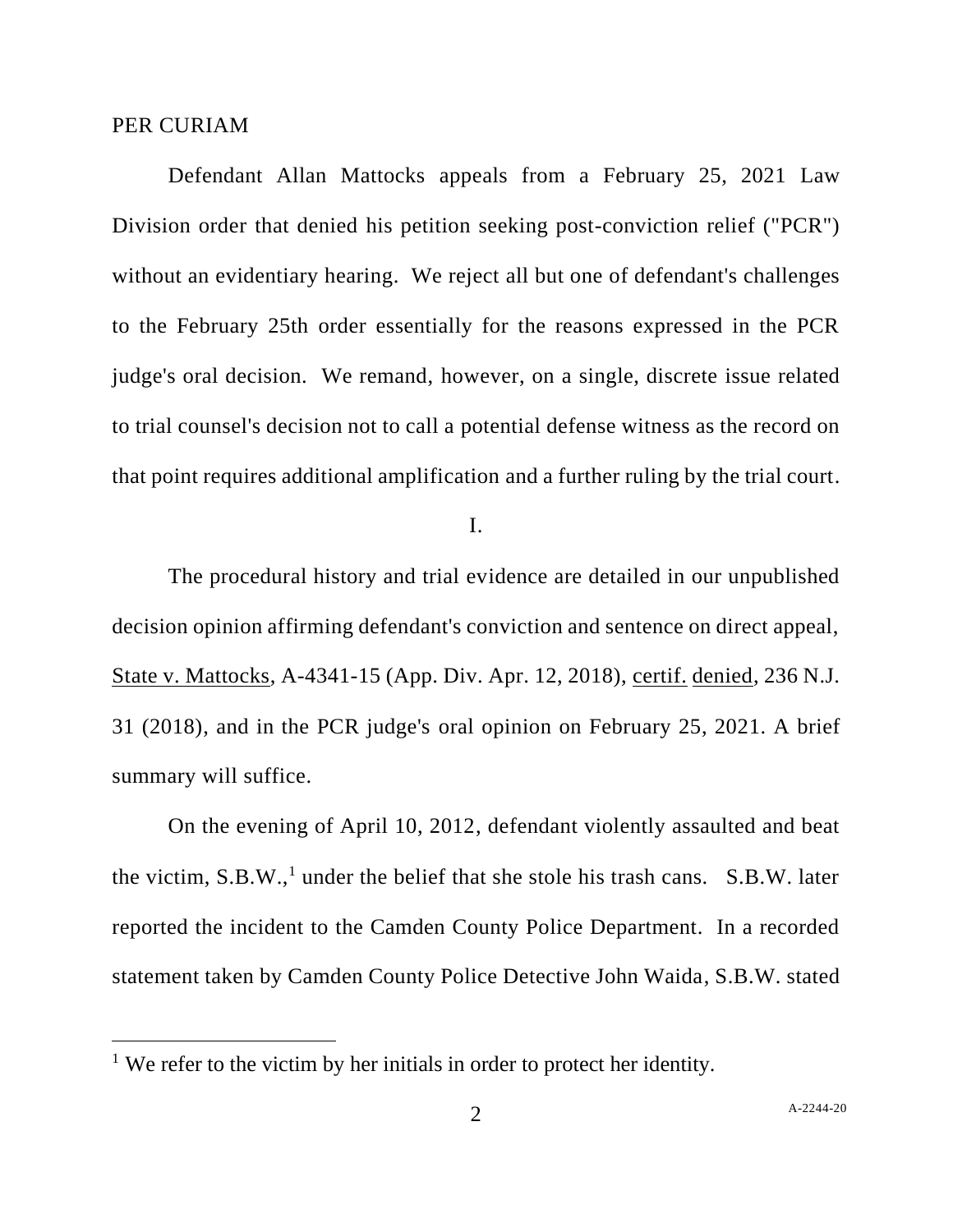PER CURIAM

Defendant Allan Mattocks appeals from a February 25, 2021 Law Division order that denied his petition seeking post-conviction relief ("PCR") without an evidentiary hearing. We reject all but one of defendant's challenges to the February 25th order essentially for the reasons expressed in the PCR judge's oral decision. We remand, however, on a single, discrete issue related to trial counsel's decision not to call a potential defense witness as the record on that point requires additional amplification and a further ruling by the trial court.

I.

The procedural history and trial evidence are detailed in our unpublished decision opinion affirming defendant's conviction and sentence on direct appeal, State v. Mattocks, A-4341-15 (App. Div. Apr. 12, 2018), certif. denied, 236 N.J. 31 (2018), and in the PCR judge's oral opinion on February 25, 2021. A brief summary will suffice.

On the evening of April 10, 2012, defendant violently assaulted and beat the victim, S.B.W.,[1] under the belief that she stole his trash cans. S.B.W. later reported the incident to the Camden County Police Department. In a recorded statement taken by Camden County Police Detective John Waida, S.B.W. stated

[1] We refer to the victim by her initials in order to protect her identity.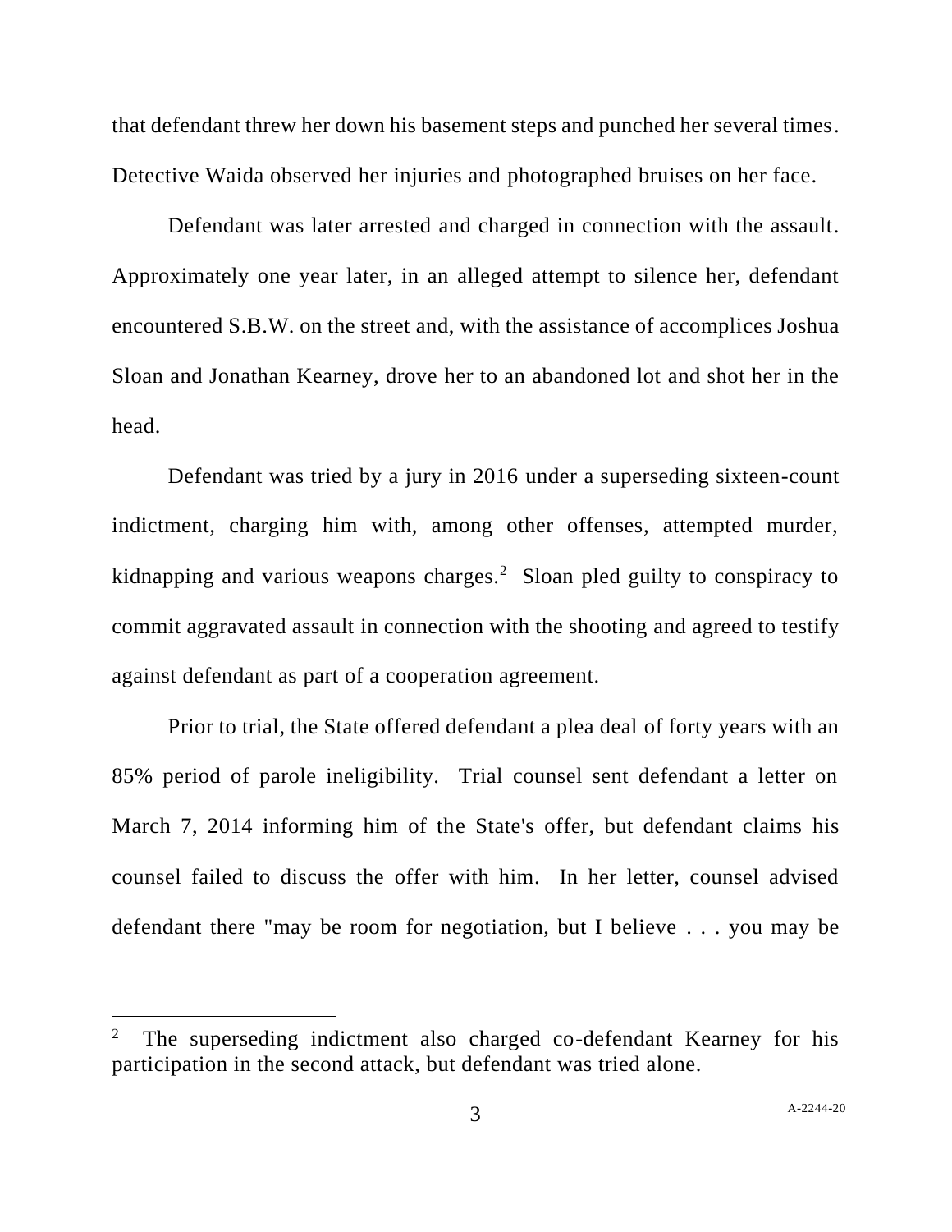that defendant threw her down his basement steps and punched her several times. Detective Waida observed her injuries and photographed bruises on her face.

Defendant was later arrested and charged in connection with the assault. Approximately one year later, in an alleged attempt to silence her, defendant encountered S.B.W. on the street and, with the assistance of accomplices Joshua Sloan and Jonathan Kearney, drove her to an abandoned lot and shot her in the head.

Defendant was tried by a jury in 2016 under a superseding sixteen-count indictment, charging him with, among other offenses, attempted murder, kidnapping and various weapons charges.[2] Sloan pled guilty to conspiracy to commit aggravated assault in connection with the shooting and agreed to testify against defendant as part of a cooperation agreement.

Prior to trial, the State offered defendant a plea deal of forty years with an 85% period of parole ineligibility. Trial counsel sent defendant a letter on March 7, 2014 informing him of the State's offer, but defendant claims his counsel failed to discuss the offer with him. In her letter, counsel advised defendant there "may be room for negotiation, but I believe . . . you may be

---

[2] The superseding indictment also charged co-defendant Kearney for his participation in the second attack, but defendant was tried alone.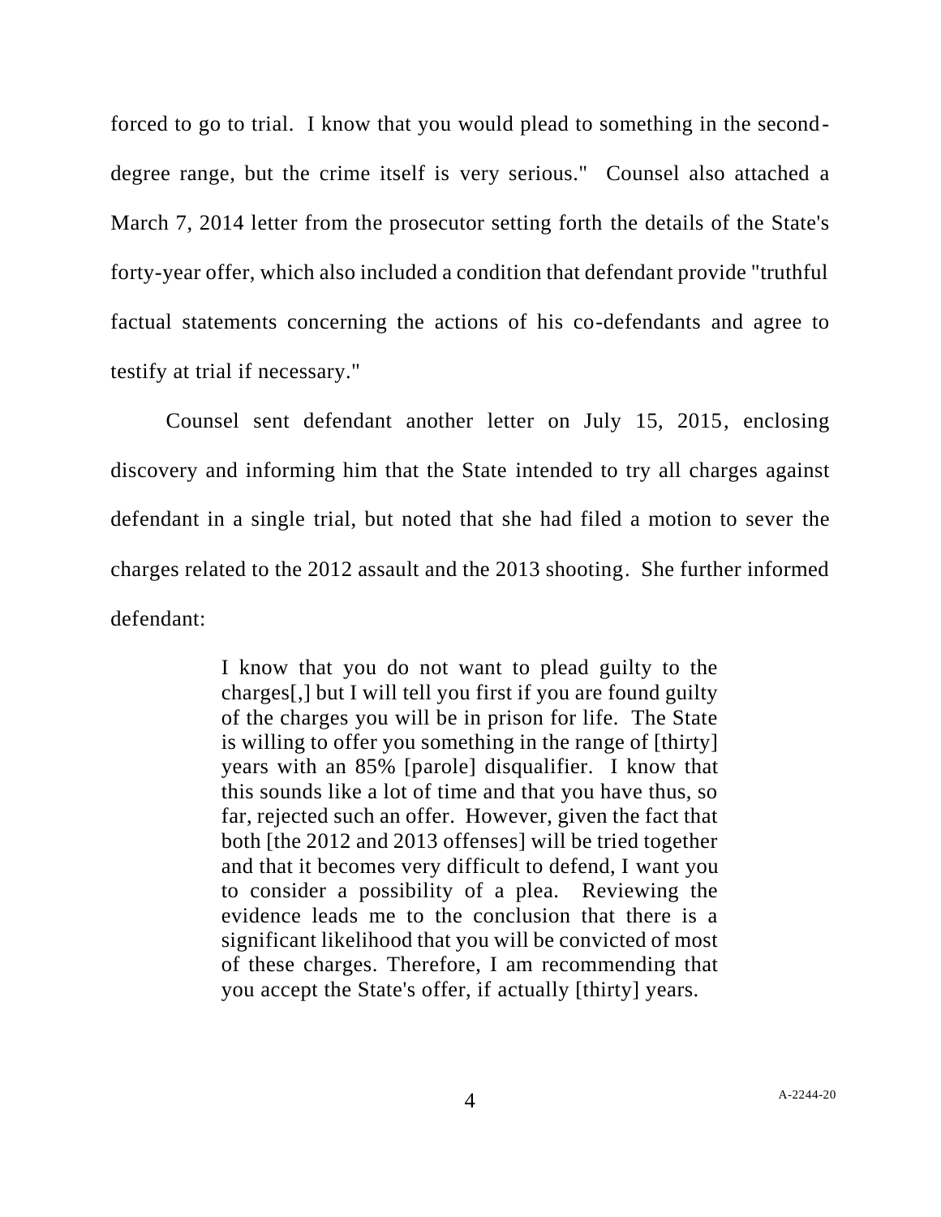forced to go to trial. I know that you would plead to something in the second-degree range, but the crime itself is very serious." Counsel also attached a March 7, 2014 letter from the prosecutor setting forth the details of the State's forty-year offer, which also included a condition that defendant provide "truthful factual statements concerning the actions of his co-defendants and agree to testify at trial if necessary."

Counsel sent defendant another letter on July 15, 2015, enclosing discovery and informing him that the State intended to try all charges against defendant in a single trial, but noted that she had filed a motion to sever the charges related to the 2012 assault and the 2013 shooting. She further informed defendant:

> I know that you do not want to plead guilty to the charges[,] but I will tell you first if you are found guilty of the charges you will be in prison for life. The State is willing to offer you something in the range of [thirty] years with an 85% [parole] disqualifier. I know that this sounds like a lot of time and that you have thus, so far, rejected such an offer. However, given the fact that both [the 2012 and 2013 offenses] will be tried together and that it becomes very difficult to defend, I want you to consider a possibility of a plea. Reviewing the evidence leads me to the conclusion that there is a significant likelihood that you will be convicted of most of these charges. Therefore, I am recommending that you accept the State's offer, if actually [thirty] years.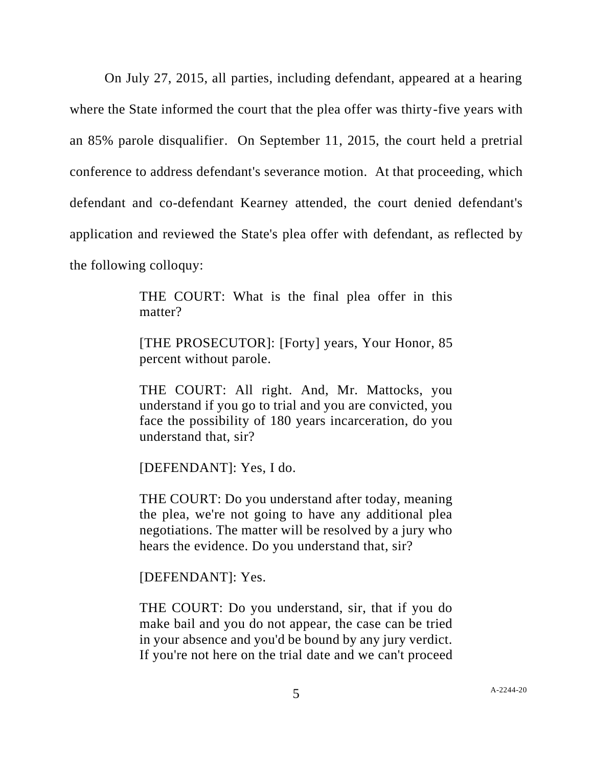On July 27, 2015, all parties, including defendant, appeared at a hearing where the State informed the court that the plea offer was thirty-five years with an 85% parole disqualifier. On September 11, 2015, the court held a pretrial conference to address defendant's severance motion. At that proceeding, which defendant and co-defendant Kearney attended, the court denied defendant's application and reviewed the State's plea offer with defendant, as reflected by the following colloquy:

> THE COURT: What is the final plea offer in this matter?
>
> [THE PROSECUTOR]: [Forty] years, Your Honor, 85 percent without parole.
>
> THE COURT: All right. And, Mr. Mattocks, you understand if you go to trial and you are convicted, you face the possibility of 180 years incarceration, do you understand that, sir?
>
> [DEFENDANT]: Yes, I do.
>
> THE COURT: Do you understand after today, meaning the plea, we're not going to have any additional plea negotiations. The matter will be resolved by a jury who hears the evidence. Do you understand that, sir?
>
> [DEFENDANT]: Yes.
>
> THE COURT: Do you understand, sir, that if you do make bail and you do not appear, the case can be tried in your absence and you'd be bound by any jury verdict. If you're not here on the trial date and we can't proceed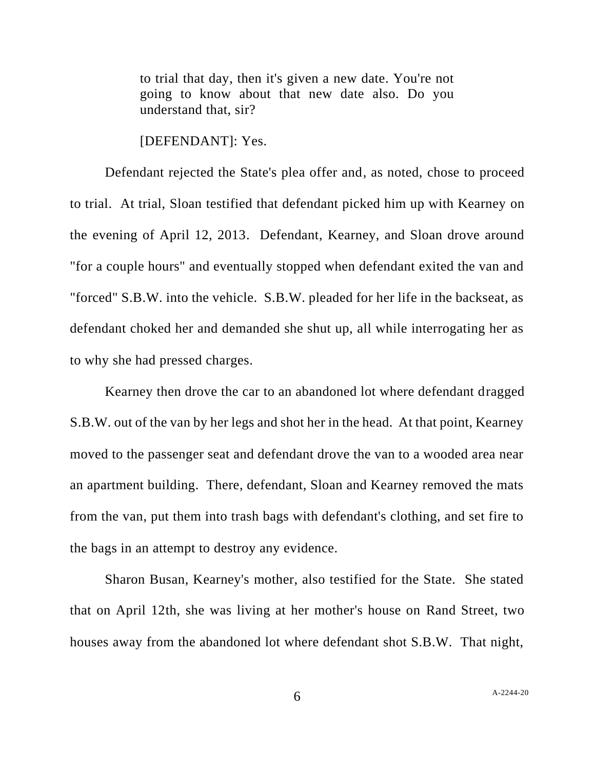> to trial that day, then it's given a new date. You're not going to know about that new date also. Do you understand that, sir?
>
> [DEFENDANT]: Yes.

Defendant rejected the State's plea offer and, as noted, chose to proceed to trial. At trial, Sloan testified that defendant picked him up with Kearney on the evening of April 12, 2013. Defendant, Kearney, and Sloan drove around "for a couple hours" and eventually stopped when defendant exited the van and "forced" S.B.W. into the vehicle. S.B.W. pleaded for her life in the backseat, as defendant choked her and demanded she shut up, all while interrogating her as to why she had pressed charges.

Kearney then drove the car to an abandoned lot where defendant dragged S.B.W. out of the van by her legs and shot her in the head. At that point, Kearney moved to the passenger seat and defendant drove the van to a wooded area near an apartment building. There, defendant, Sloan and Kearney removed the mats from the van, put them into trash bags with defendant's clothing, and set fire to the bags in an attempt to destroy any evidence.

Sharon Busan, Kearney's mother, also testified for the State. She stated that on April 12th, she was living at her mother's house on Rand Street, two houses away from the abandoned lot where defendant shot S.B.W. That night,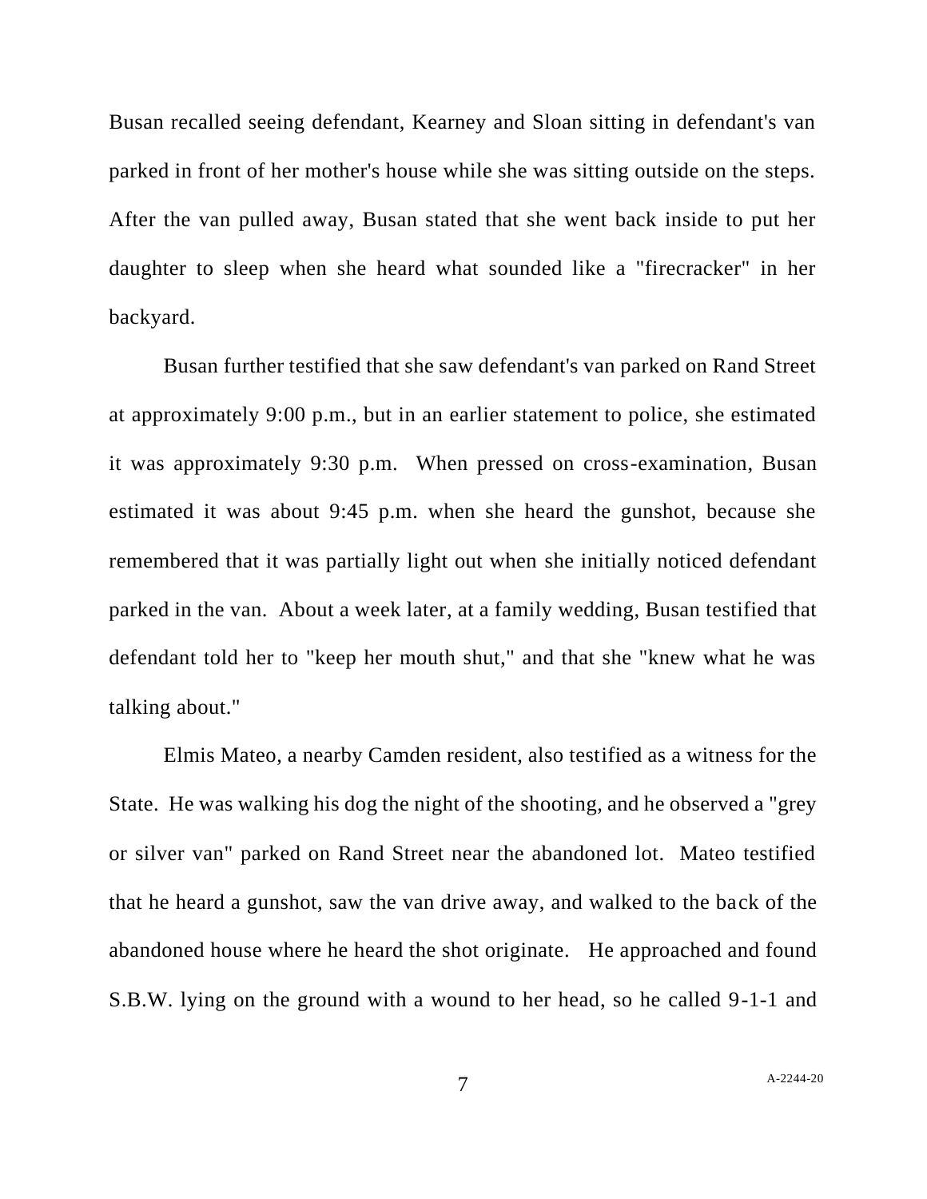Busan recalled seeing defendant, Kearney and Sloan sitting in defendant's van parked in front of her mother's house while she was sitting outside on the steps. After the van pulled away, Busan stated that she went back inside to put her daughter to sleep when she heard what sounded like a "firecracker" in her backyard.

Busan further testified that she saw defendant's van parked on Rand Street at approximately 9:00 p.m., but in an earlier statement to police, she estimated it was approximately 9:30 p.m. When pressed on cross-examination, Busan estimated it was about 9:45 p.m. when she heard the gunshot, because she remembered that it was partially light out when she initially noticed defendant parked in the van. About a week later, at a family wedding, Busan testified that defendant told her to "keep her mouth shut," and that she "knew what he was talking about."

Elmis Mateo, a nearby Camden resident, also testified as a witness for the State. He was walking his dog the night of the shooting, and he observed a "grey or silver van" parked on Rand Street near the abandoned lot. Mateo testified that he heard a gunshot, saw the van drive away, and walked to the back of the abandoned house where he heard the shot originate. He approached and found S.B.W. lying on the ground with a wound to her head, so he called 9-1-1 and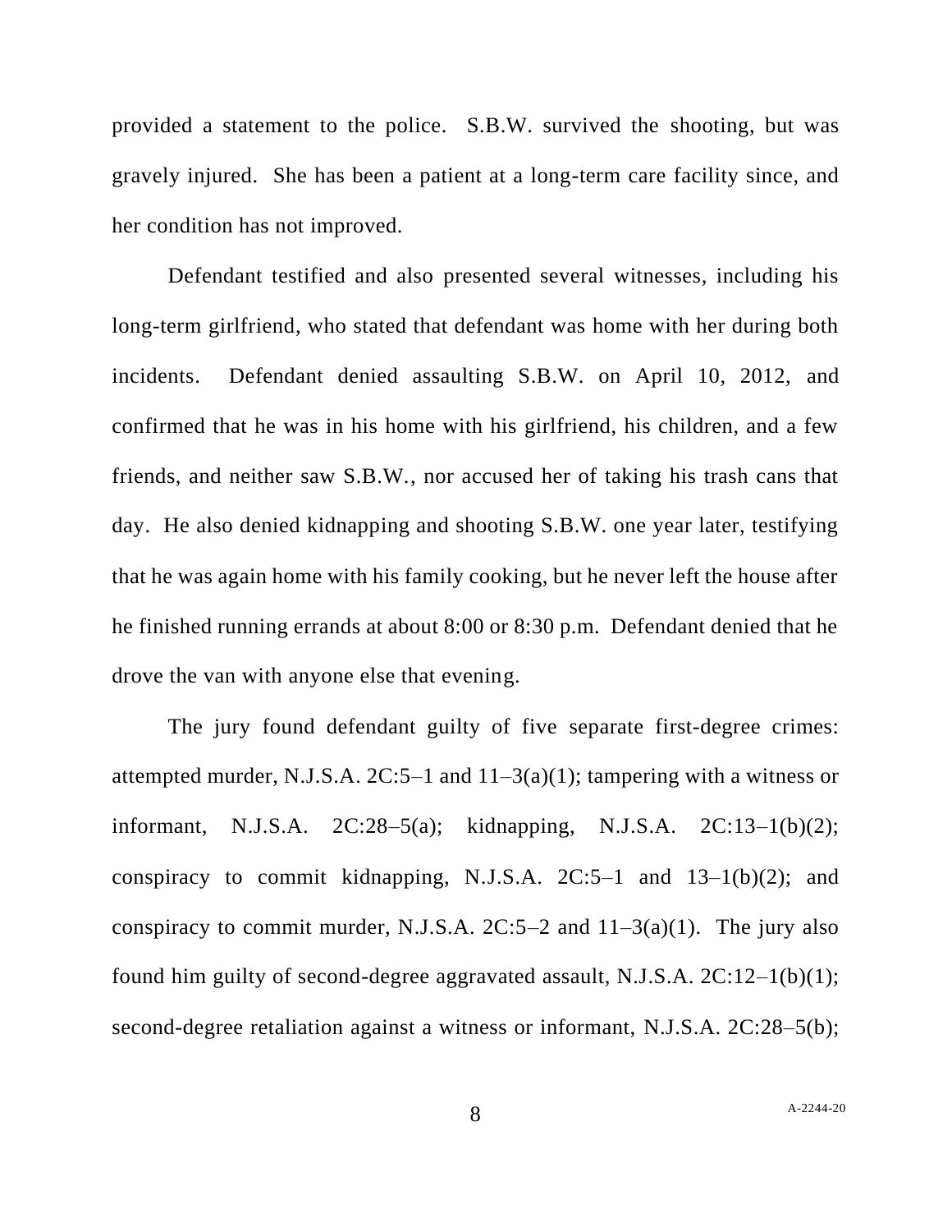provided a statement to the police. S.B.W. survived the shooting, but was gravely injured. She has been a patient at a long-term care facility since, and her condition has not improved.

Defendant testified and also presented several witnesses, including his long-term girlfriend, who stated that defendant was home with her during both incidents. Defendant denied assaulting S.B.W. on April 10, 2012, and confirmed that he was in his home with his girlfriend, his children, and a few friends, and neither saw S.B.W., nor accused her of taking his trash cans that day. He also denied kidnapping and shooting S.B.W. one year later, testifying that he was again home with his family cooking, but he never left the house after he finished running errands at about 8:00 or 8:30 p.m. Defendant denied that he drove the van with anyone else that evening.

The jury found defendant guilty of five separate first-degree crimes: attempted murder, N.J.S.A. 2C:5–1 and 11–3(a)(1); tampering with a witness or informant, N.J.S.A. 2C:28–5(a); kidnapping, N.J.S.A. 2C:13–1(b)(2); conspiracy to commit kidnapping, N.J.S.A. 2C:5–1 and 13–1(b)(2); and conspiracy to commit murder, N.J.S.A. 2C:5–2 and 11–3(a)(1). The jury also found him guilty of second-degree aggravated assault, N.J.S.A. 2C:12–1(b)(1); second-degree retaliation against a witness or informant, N.J.S.A. 2C:28–5(b);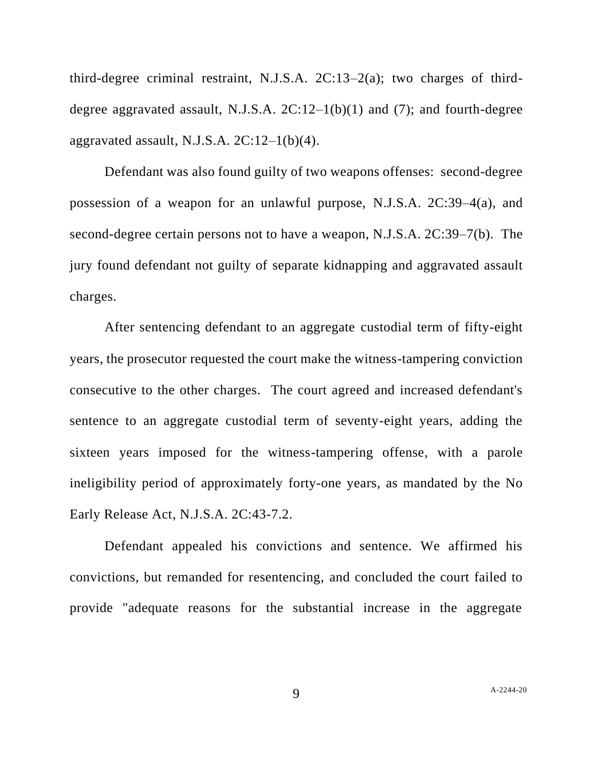third-degree criminal restraint, N.J.S.A. 2C:13–2(a); two charges of third-degree aggravated assault, N.J.S.A. 2C:12–1(b)(1) and (7); and fourth-degree aggravated assault, N.J.S.A. 2C:12–1(b)(4).

Defendant was also found guilty of two weapons offenses: second-degree possession of a weapon for an unlawful purpose, N.J.S.A. 2C:39–4(a), and second-degree certain persons not to have a weapon, N.J.S.A. 2C:39–7(b). The jury found defendant not guilty of separate kidnapping and aggravated assault charges.

After sentencing defendant to an aggregate custodial term of fifty-eight years, the prosecutor requested the court make the witness-tampering conviction consecutive to the other charges. The court agreed and increased defendant's sentence to an aggregate custodial term of seventy-eight years, adding the sixteen years imposed for the witness-tampering offense, with a parole ineligibility period of approximately forty-one years, as mandated by the No Early Release Act, N.J.S.A. 2C:43-7.2.

Defendant appealed his convictions and sentence. We affirmed his convictions, but remanded for resentencing, and concluded the court failed to provide "adequate reasons for the substantial increase in the aggregate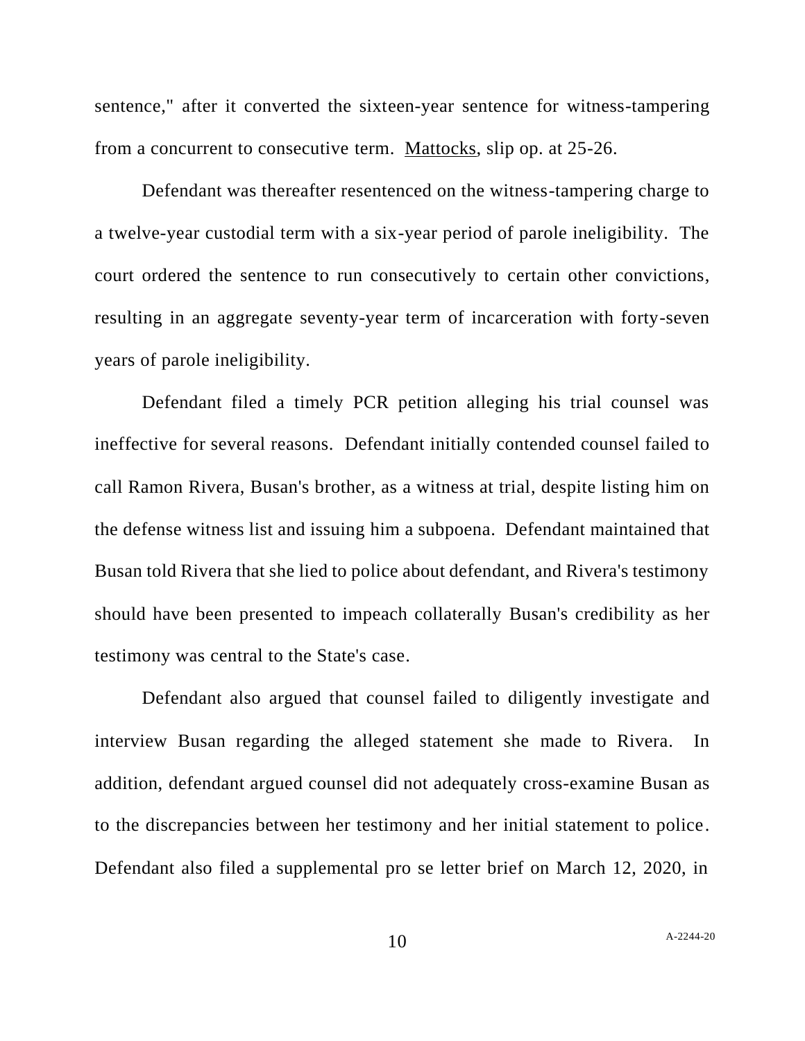sentence," after it converted the sixteen-year sentence for witness-tampering from a concurrent to consecutive term. Mattocks, slip op. at 25-26.

Defendant was thereafter resentenced on the witness-tampering charge to a twelve-year custodial term with a six-year period of parole ineligibility. The court ordered the sentence to run consecutively to certain other convictions, resulting in an aggregate seventy-year term of incarceration with forty-seven years of parole ineligibility.

Defendant filed a timely PCR petition alleging his trial counsel was ineffective for several reasons. Defendant initially contended counsel failed to call Ramon Rivera, Busan's brother, as a witness at trial, despite listing him on the defense witness list and issuing him a subpoena. Defendant maintained that Busan told Rivera that she lied to police about defendant, and Rivera's testimony should have been presented to impeach collaterally Busan's credibility as her testimony was central to the State's case.

Defendant also argued that counsel failed to diligently investigate and interview Busan regarding the alleged statement she made to Rivera. In addition, defendant argued counsel did not adequately cross-examine Busan as to the discrepancies between her testimony and her initial statement to police. Defendant also filed a supplemental pro se letter brief on March 12, 2020, in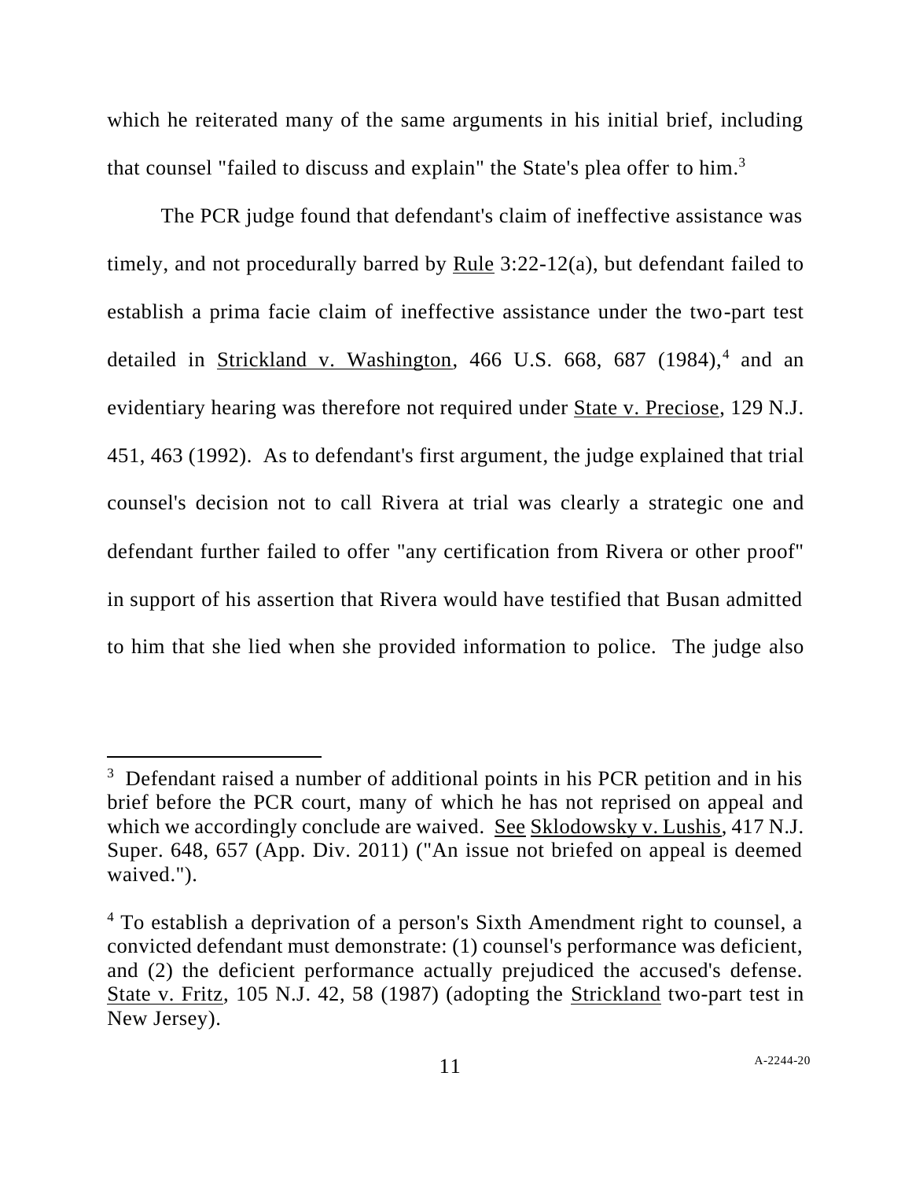which he reiterated many of the same arguments in his initial brief, including that counsel "failed to discuss and explain" the State's plea offer to him.[3]

The PCR judge found that defendant's claim of ineffective assistance was timely, and not procedurally barred by Rule 3:22-12(a), but defendant failed to establish a prima facie claim of ineffective assistance under the two-part test detailed in Strickland v. Washington, 466 U.S. 668, 687 (1984),[4] and an evidentiary hearing was therefore not required under State v. Preciose, 129 N.J. 451, 463 (1992). As to defendant's first argument, the judge explained that trial counsel's decision not to call Rivera at trial was clearly a strategic one and defendant further failed to offer "any certification from Rivera or other proof" in support of his assertion that Rivera would have testified that Busan admitted to him that she lied when she provided information to police. The judge also

---

[3] Defendant raised a number of additional points in his PCR petition and in his brief before the PCR court, many of which he has not reprised on appeal and which we accordingly conclude are waived. See Sklodowsky v. Lushis, 417 N.J. Super. 648, 657 (App. Div. 2011) ("An issue not briefed on appeal is deemed waived.").

[4] To establish a deprivation of a person's Sixth Amendment right to counsel, a convicted defendant must demonstrate: (1) counsel's performance was deficient, and (2) the deficient performance actually prejudiced the accused's defense. State v. Fritz, 105 N.J. 42, 58 (1987) (adopting the Strickland two-part test in New Jersey).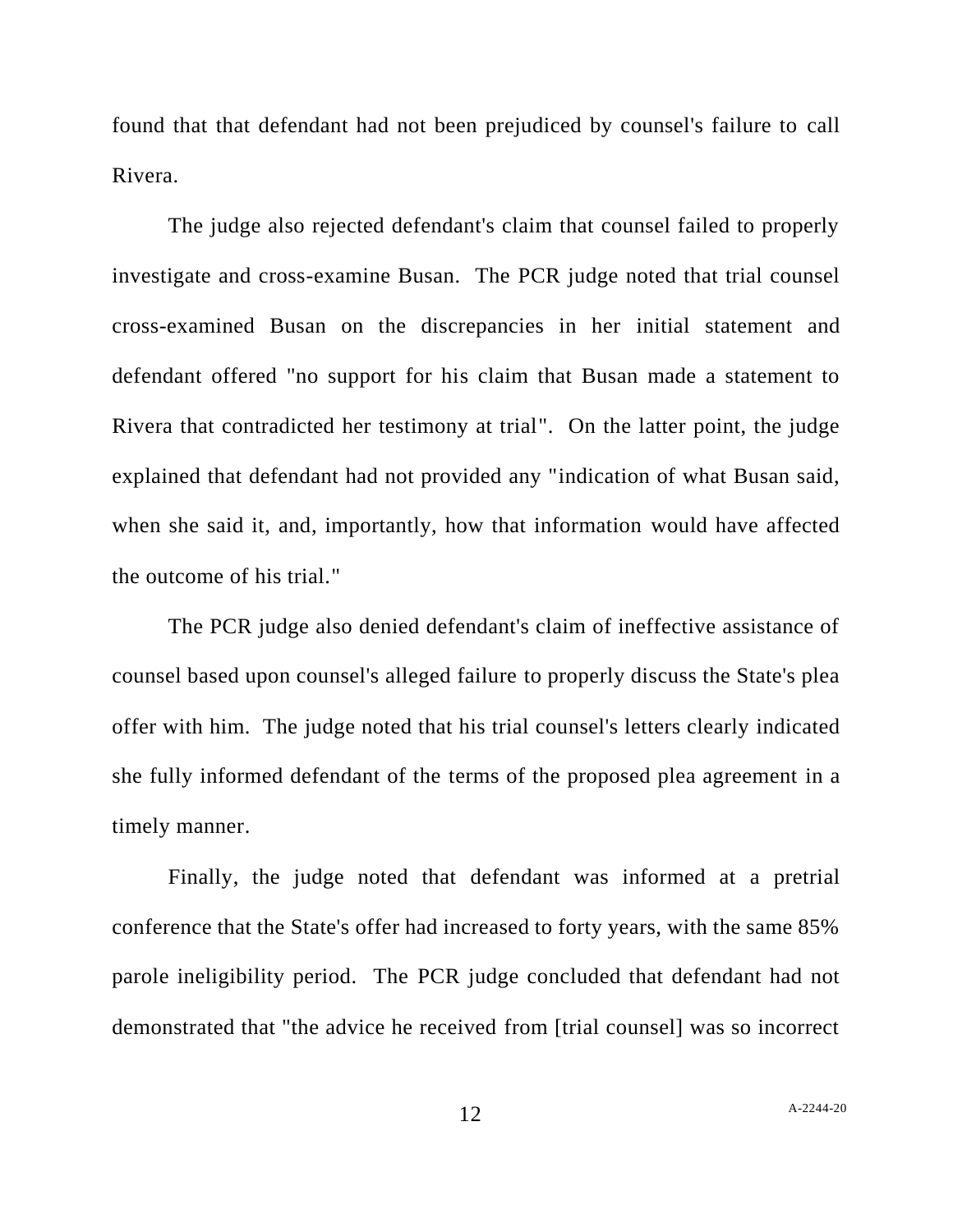found that that defendant had not been prejudiced by counsel's failure to call Rivera.

The judge also rejected defendant's claim that counsel failed to properly investigate and cross-examine Busan. The PCR judge noted that trial counsel cross-examined Busan on the discrepancies in her initial statement and defendant offered "no support for his claim that Busan made a statement to Rivera that contradicted her testimony at trial". On the latter point, the judge explained that defendant had not provided any "indication of what Busan said, when she said it, and, importantly, how that information would have affected the outcome of his trial."

The PCR judge also denied defendant's claim of ineffective assistance of counsel based upon counsel's alleged failure to properly discuss the State's plea offer with him. The judge noted that his trial counsel's letters clearly indicated she fully informed defendant of the terms of the proposed plea agreement in a timely manner.

Finally, the judge noted that defendant was informed at a pretrial conference that the State's offer had increased to forty years, with the same 85% parole ineligibility period. The PCR judge concluded that defendant had not demonstrated that "the advice he received from [trial counsel] was so incorrect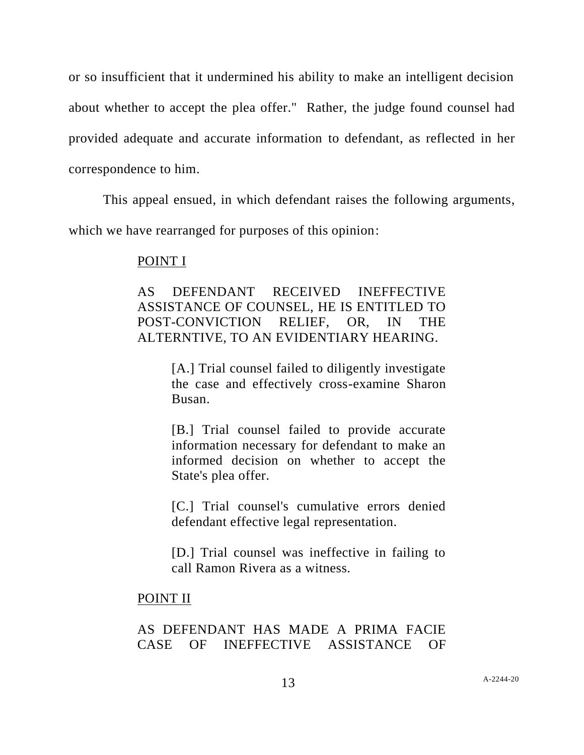or so insufficient that it undermined his ability to make an intelligent decision about whether to accept the plea offer." Rather, the judge found counsel had provided adequate and accurate information to defendant, as reflected in her correspondence to him.

This appeal ensued, in which defendant raises the following arguments, which we have rearranged for purposes of this opinion:

> POINT I
>
> AS DEFENDANT RECEIVED INEFFECTIVE ASSISTANCE OF COUNSEL, HE IS ENTITLED TO POST-CONVICTION RELIEF, OR, IN THE ALTERNTIVE, TO AN EVIDENTIARY HEARING.
>
> > [A.] Trial counsel failed to diligently investigate the case and effectively cross-examine Sharon Busan.
> >
> > [B.] Trial counsel failed to provide accurate information necessary for defendant to make an informed decision on whether to accept the State's plea offer.
> >
> > [C.] Trial counsel's cumulative errors denied defendant effective legal representation.
> >
> > [D.] Trial counsel was ineffective in failing to call Ramon Rivera as a witness.
>
> POINT II
>
> AS DEFENDANT HAS MADE A PRIMA FACIE CASE OF INEFFECTIVE ASSISTANCE OF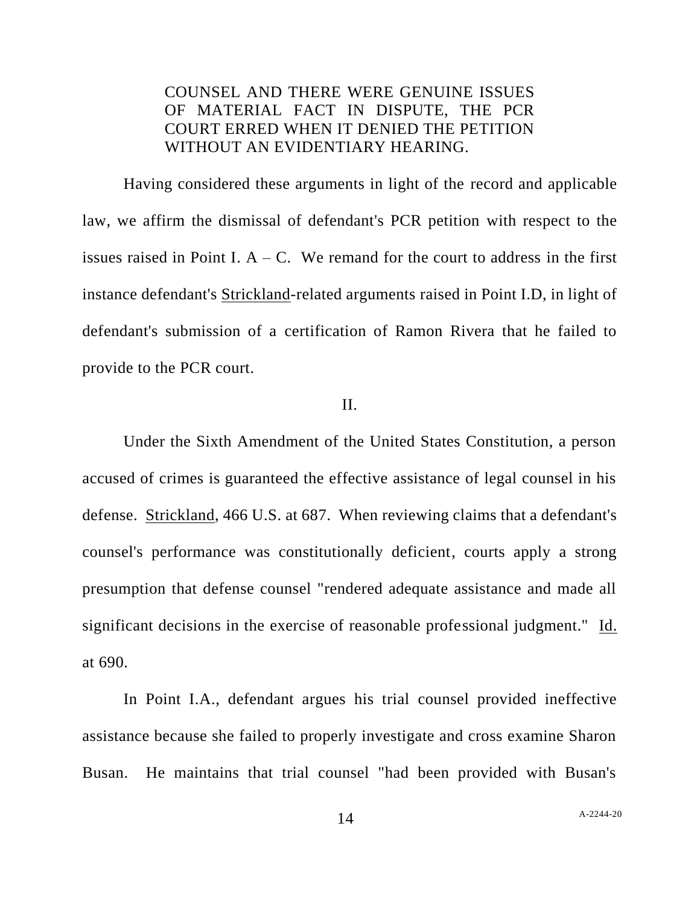COUNSEL AND THERE WERE GENUINE ISSUES OF MATERIAL FACT IN DISPUTE, THE PCR COURT ERRED WHEN IT DENIED THE PETITION WITHOUT AN EVIDENTIARY HEARING.

Having considered these arguments in light of the record and applicable law, we affirm the dismissal of defendant's PCR petition with respect to the issues raised in Point I. A – C. We remand for the court to address in the first instance defendant's Strickland-related arguments raised in Point I.D, in light of defendant's submission of a certification of Ramon Rivera that he failed to provide to the PCR court.

## II.

Under the Sixth Amendment of the United States Constitution, a person accused of crimes is guaranteed the effective assistance of legal counsel in his defense. Strickland, 466 U.S. at 687. When reviewing claims that a defendant's counsel's performance was constitutionally deficient, courts apply a strong presumption that defense counsel "rendered adequate assistance and made all significant decisions in the exercise of reasonable professional judgment." Id. at 690.

In Point I.A., defendant argues his trial counsel provided ineffective assistance because she failed to properly investigate and cross examine Sharon Busan. He maintains that trial counsel "had been provided with Busan's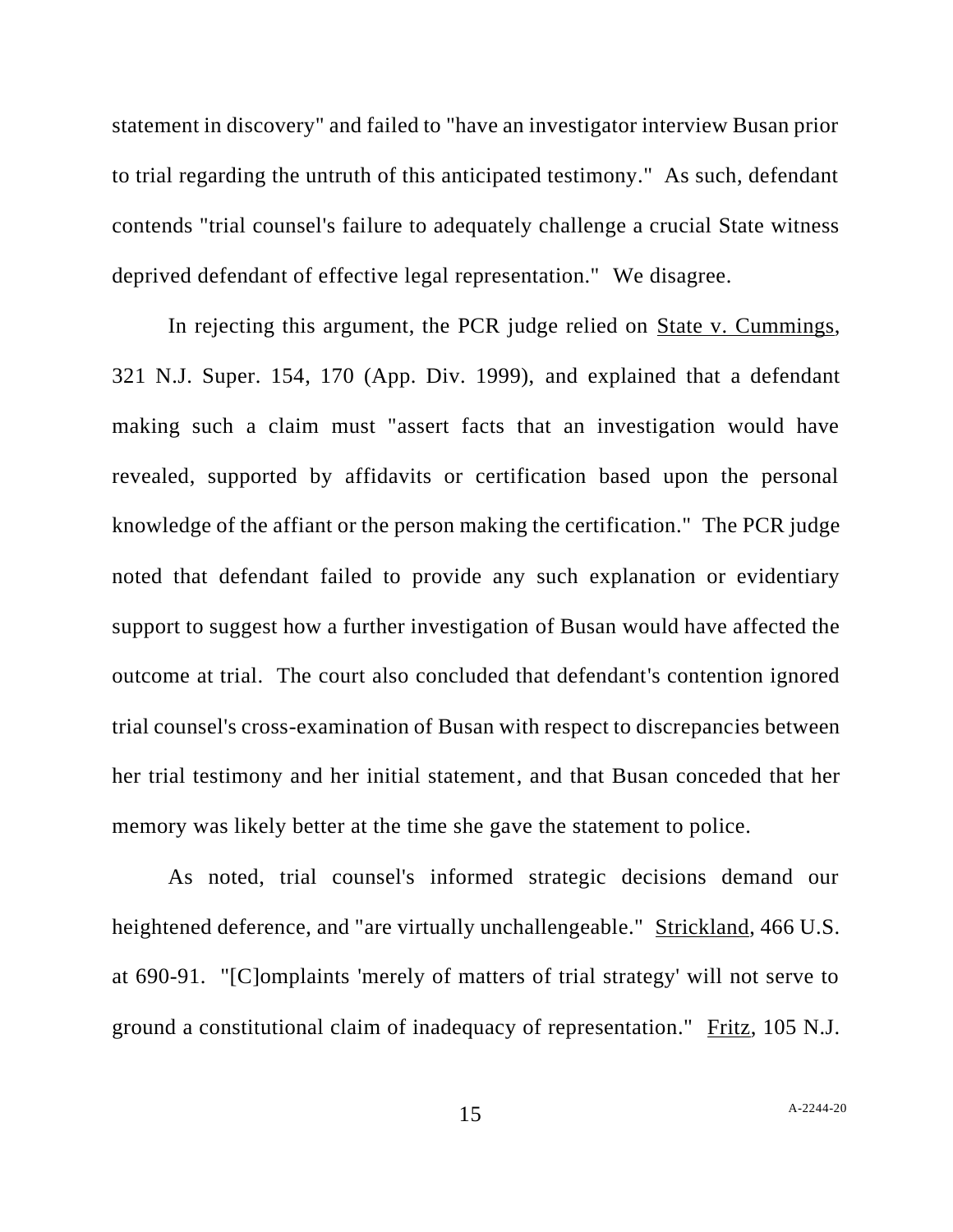statement in discovery" and failed to "have an investigator interview Busan prior to trial regarding the untruth of this anticipated testimony." As such, defendant contends "trial counsel's failure to adequately challenge a crucial State witness deprived defendant of effective legal representation." We disagree.

In rejecting this argument, the PCR judge relied on State v. Cummings, 321 N.J. Super. 154, 170 (App. Div. 1999), and explained that a defendant making such a claim must "assert facts that an investigation would have revealed, supported by affidavits or certification based upon the personal knowledge of the affiant or the person making the certification." The PCR judge noted that defendant failed to provide any such explanation or evidentiary support to suggest how a further investigation of Busan would have affected the outcome at trial. The court also concluded that defendant's contention ignored trial counsel's cross-examination of Busan with respect to discrepancies between her trial testimony and her initial statement, and that Busan conceded that her memory was likely better at the time she gave the statement to police.

As noted, trial counsel's informed strategic decisions demand our heightened deference, and "are virtually unchallengeable." Strickland, 466 U.S. at 690-91. "[C]omplaints 'merely of matters of trial strategy' will not serve to ground a constitutional claim of inadequacy of representation." Fritz, 105 N.J.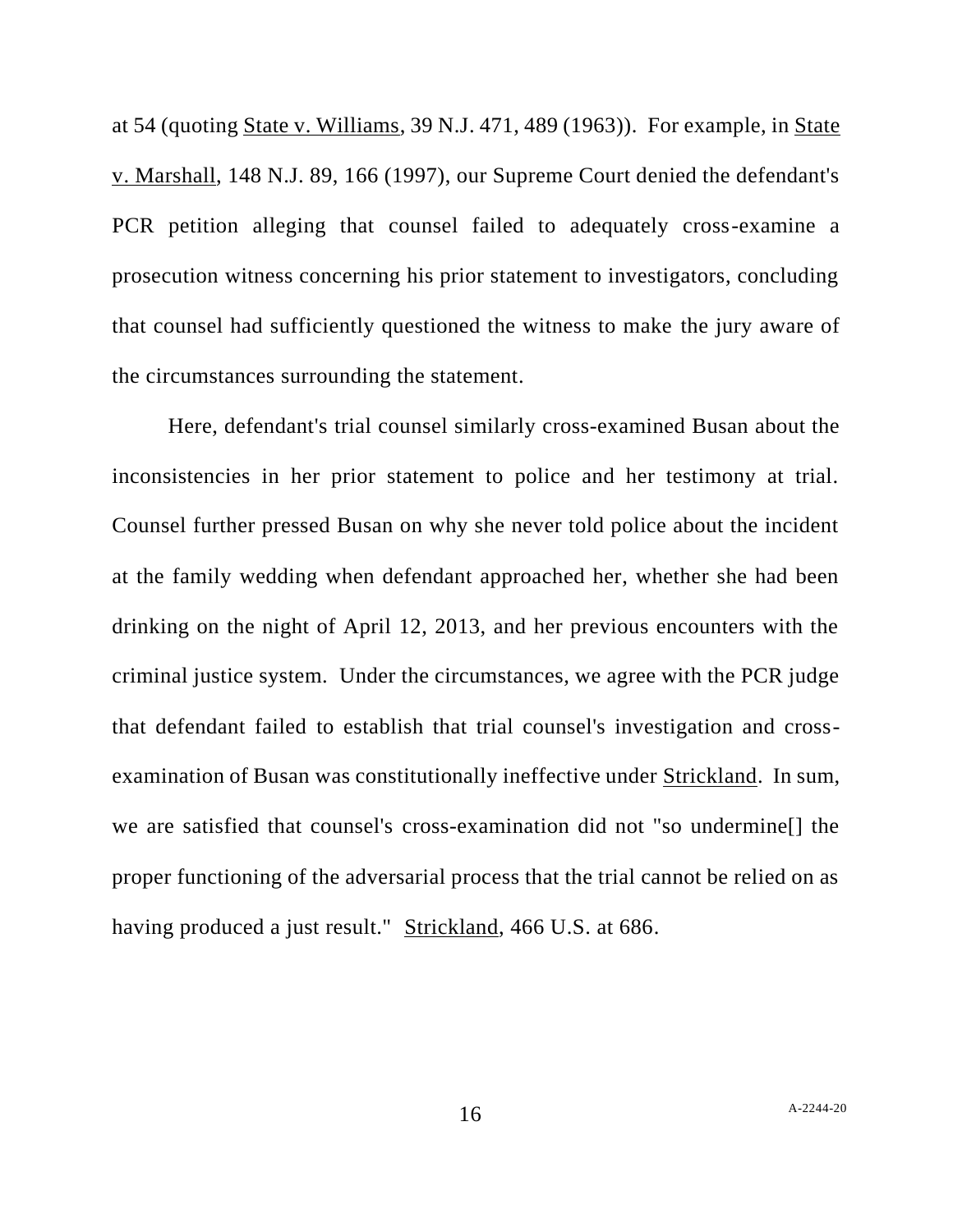at 54 (quoting State v. Williams, 39 N.J. 471, 489 (1963)). For example, in State v. Marshall, 148 N.J. 89, 166 (1997), our Supreme Court denied the defendant's PCR petition alleging that counsel failed to adequately cross-examine a prosecution witness concerning his prior statement to investigators, concluding that counsel had sufficiently questioned the witness to make the jury aware of the circumstances surrounding the statement.

Here, defendant's trial counsel similarly cross-examined Busan about the inconsistencies in her prior statement to police and her testimony at trial. Counsel further pressed Busan on why she never told police about the incident at the family wedding when defendant approached her, whether she had been drinking on the night of April 12, 2013, and her previous encounters with the criminal justice system. Under the circumstances, we agree with the PCR judge that defendant failed to establish that trial counsel's investigation and cross-examination of Busan was constitutionally ineffective under Strickland. In sum, we are satisfied that counsel's cross-examination did not "so undermine[] the proper functioning of the adversarial process that the trial cannot be relied on as having produced a just result." Strickland, 466 U.S. at 686.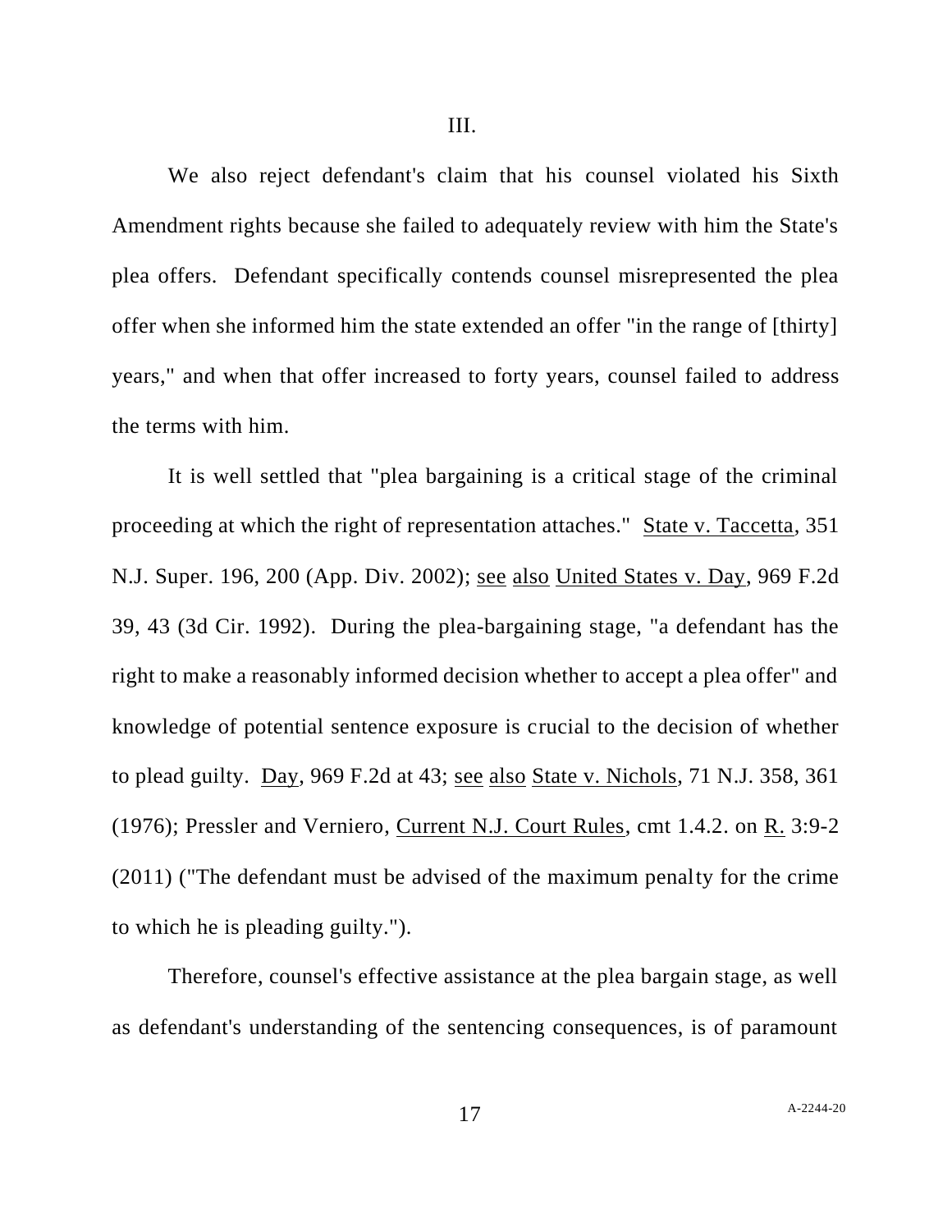III.

We also reject defendant's claim that his counsel violated his Sixth Amendment rights because she failed to adequately review with him the State's plea offers. Defendant specifically contends counsel misrepresented the plea offer when she informed him the state extended an offer "in the range of [thirty] years," and when that offer increased to forty years, counsel failed to address the terms with him.

It is well settled that "plea bargaining is a critical stage of the criminal proceeding at which the right of representation attaches." State v. Taccetta, 351 N.J. Super. 196, 200 (App. Div. 2002); see also United States v. Day, 969 F.2d 39, 43 (3d Cir. 1992). During the plea-bargaining stage, "a defendant has the right to make a reasonably informed decision whether to accept a plea offer" and knowledge of potential sentence exposure is crucial to the decision of whether to plead guilty. Day, 969 F.2d at 43; see also State v. Nichols, 71 N.J. 358, 361 (1976); Pressler and Verniero, Current N.J. Court Rules, cmt 1.4.2. on R. 3:9-2 (2011) ("The defendant must be advised of the maximum penalty for the crime to which he is pleading guilty.").

Therefore, counsel's effective assistance at the plea bargain stage, as well as defendant's understanding of the sentencing consequences, is of paramount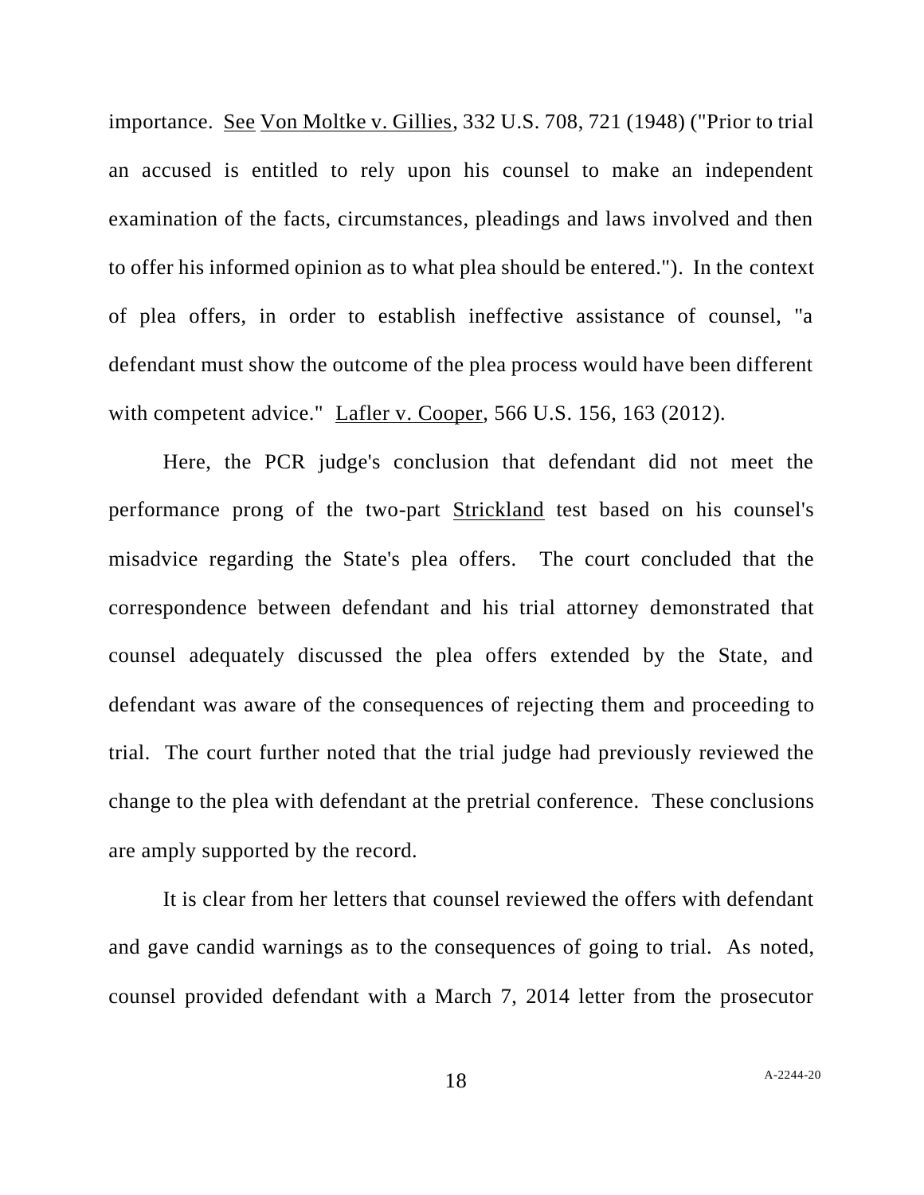importance. See Von Moltke v. Gillies, 332 U.S. 708, 721 (1948) ("Prior to trial an accused is entitled to rely upon his counsel to make an independent examination of the facts, circumstances, pleadings and laws involved and then to offer his informed opinion as to what plea should be entered."). In the context of plea offers, in order to establish ineffective assistance of counsel, "a defendant must show the outcome of the plea process would have been different with competent advice." Lafler v. Cooper, 566 U.S. 156, 163 (2012).

Here, the PCR judge's conclusion that defendant did not meet the performance prong of the two-part Strickland test based on his counsel's misadvice regarding the State's plea offers. The court concluded that the correspondence between defendant and his trial attorney demonstrated that counsel adequately discussed the plea offers extended by the State, and defendant was aware of the consequences of rejecting them and proceeding to trial. The court further noted that the trial judge had previously reviewed the change to the plea with defendant at the pretrial conference. These conclusions are amply supported by the record.

It is clear from her letters that counsel reviewed the offers with defendant and gave candid warnings as to the consequences of going to trial. As noted, counsel provided defendant with a March 7, 2014 letter from the prosecutor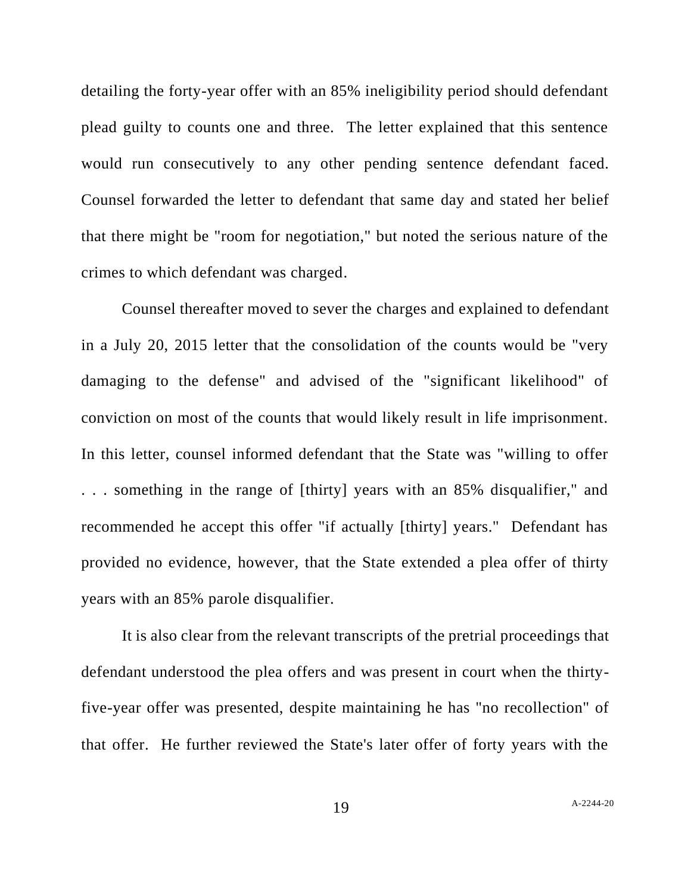detailing the forty-year offer with an 85% ineligibility period should defendant plead guilty to counts one and three. The letter explained that this sentence would run consecutively to any other pending sentence defendant faced. Counsel forwarded the letter to defendant that same day and stated her belief that there might be "room for negotiation," but noted the serious nature of the crimes to which defendant was charged.

Counsel thereafter moved to sever the charges and explained to defendant in a July 20, 2015 letter that the consolidation of the counts would be "very damaging to the defense" and advised of the "significant likelihood" of conviction on most of the counts that would likely result in life imprisonment. In this letter, counsel informed defendant that the State was "willing to offer . . . something in the range of [thirty] years with an 85% disqualifier," and recommended he accept this offer "if actually [thirty] years." Defendant has provided no evidence, however, that the State extended a plea offer of thirty years with an 85% parole disqualifier.

It is also clear from the relevant transcripts of the pretrial proceedings that defendant understood the plea offers and was present in court when the thirty-five-year offer was presented, despite maintaining he has "no recollection" of that offer. He further reviewed the State's later offer of forty years with the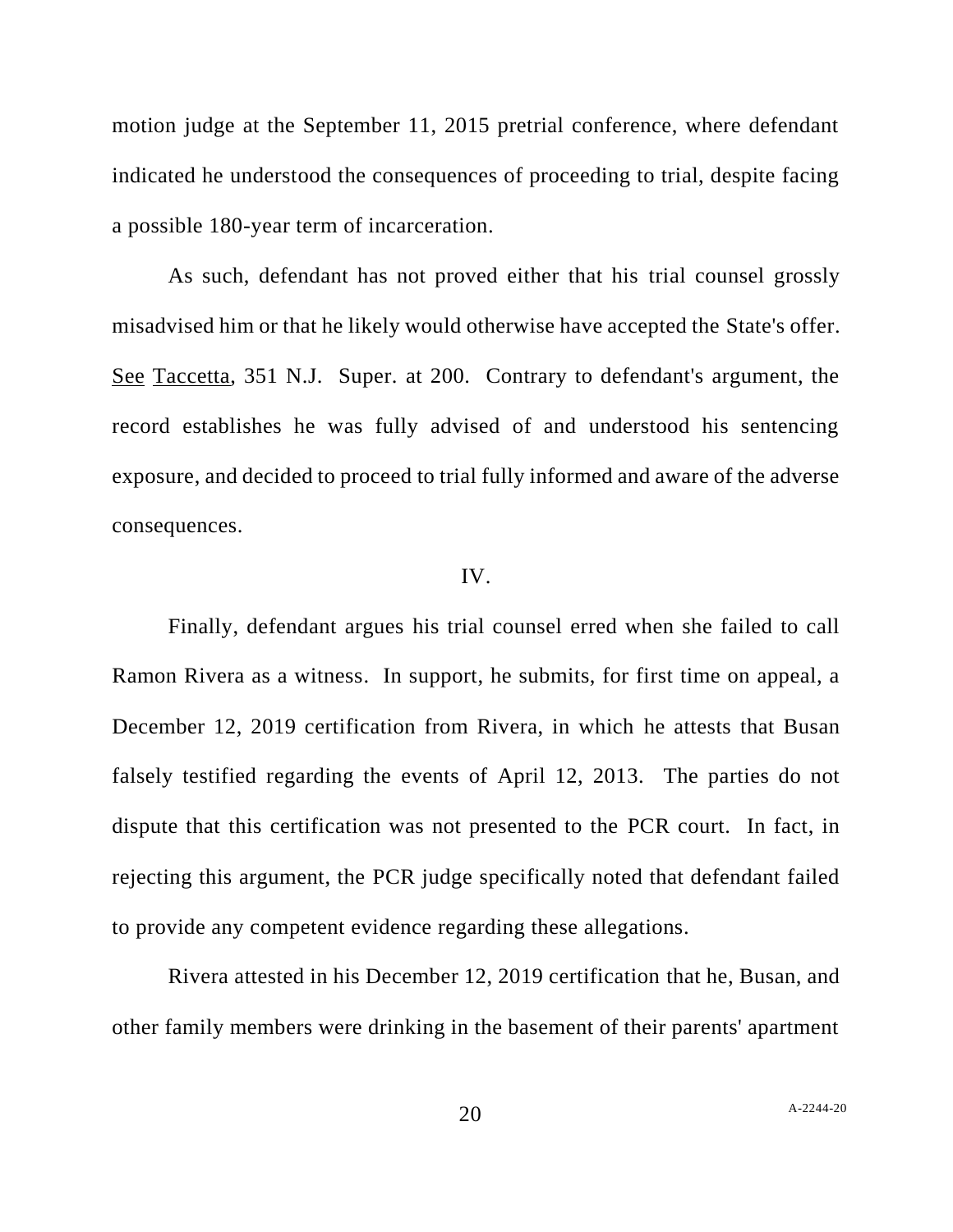motion judge at the September 11, 2015 pretrial conference, where defendant indicated he understood the consequences of proceeding to trial, despite facing a possible 180-year term of incarceration.

As such, defendant has not proved either that his trial counsel grossly misadvised him or that he likely would otherwise have accepted the State's offer. See Taccetta, 351 N.J. Super. at 200. Contrary to defendant's argument, the record establishes he was fully advised of and understood his sentencing exposure, and decided to proceed to trial fully informed and aware of the adverse consequences.

IV.

Finally, defendant argues his trial counsel erred when she failed to call Ramon Rivera as a witness. In support, he submits, for first time on appeal, a December 12, 2019 certification from Rivera, in which he attests that Busan falsely testified regarding the events of April 12, 2013. The parties do not dispute that this certification was not presented to the PCR court. In fact, in rejecting this argument, the PCR judge specifically noted that defendant failed to provide any competent evidence regarding these allegations.

Rivera attested in his December 12, 2019 certification that he, Busan, and other family members were drinking in the basement of their parents' apartment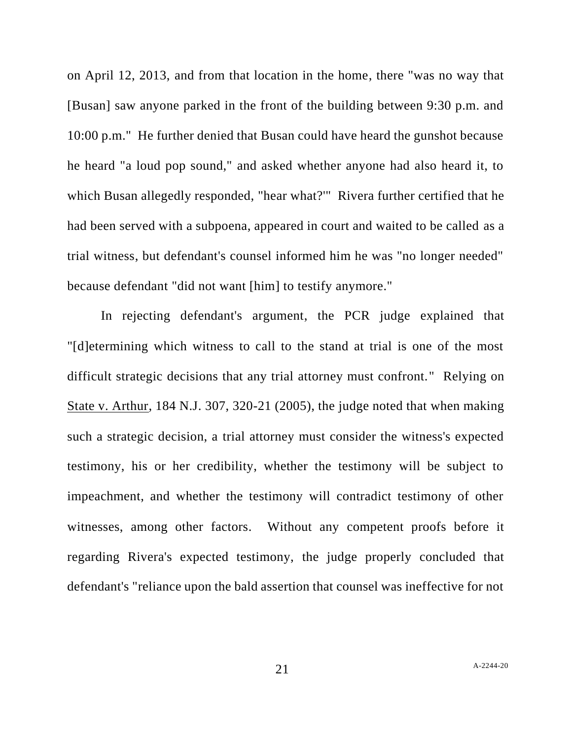on April 12, 2013, and from that location in the home, there "was no way that [Busan] saw anyone parked in the front of the building between 9:30 p.m. and 10:00 p.m." He further denied that Busan could have heard the gunshot because he heard "a loud pop sound," and asked whether anyone had also heard it, to which Busan allegedly responded, "hear what?'" Rivera further certified that he had been served with a subpoena, appeared in court and waited to be called as a trial witness, but defendant's counsel informed him he was "no longer needed" because defendant "did not want [him] to testify anymore."

In rejecting defendant's argument, the PCR judge explained that "[d]etermining which witness to call to the stand at trial is one of the most difficult strategic decisions that any trial attorney must confront." Relying on State v. Arthur, 184 N.J. 307, 320-21 (2005), the judge noted that when making such a strategic decision, a trial attorney must consider the witness's expected testimony, his or her credibility, whether the testimony will be subject to impeachment, and whether the testimony will contradict testimony of other witnesses, among other factors. Without any competent proofs before it regarding Rivera's expected testimony, the judge properly concluded that defendant's "reliance upon the bald assertion that counsel was ineffective for not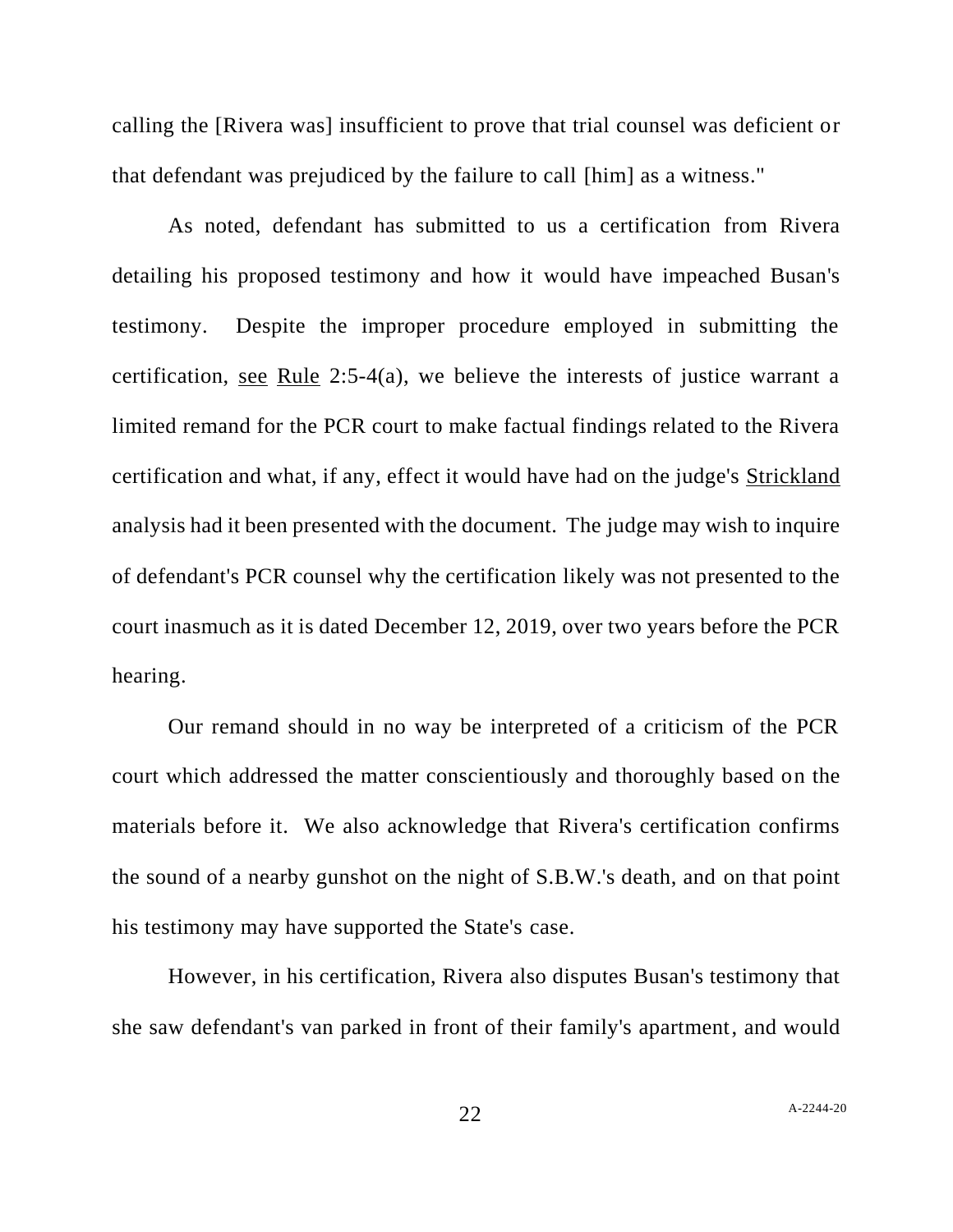calling the [Rivera was] insufficient to prove that trial counsel was deficient or that defendant was prejudiced by the failure to call [him] as a witness."

As noted, defendant has submitted to us a certification from Rivera detailing his proposed testimony and how it would have impeached Busan's testimony. Despite the improper procedure employed in submitting the certification, see Rule 2:5-4(a), we believe the interests of justice warrant a limited remand for the PCR court to make factual findings related to the Rivera certification and what, if any, effect it would have had on the judge's Strickland analysis had it been presented with the document. The judge may wish to inquire of defendant's PCR counsel why the certification likely was not presented to the court inasmuch as it is dated December 12, 2019, over two years before the PCR hearing.

Our remand should in no way be interpreted of a criticism of the PCR court which addressed the matter conscientiously and thoroughly based on the materials before it. We also acknowledge that Rivera's certification confirms the sound of a nearby gunshot on the night of S.B.W.'s death, and on that point his testimony may have supported the State's case.

However, in his certification, Rivera also disputes Busan's testimony that she saw defendant's van parked in front of their family's apartment, and would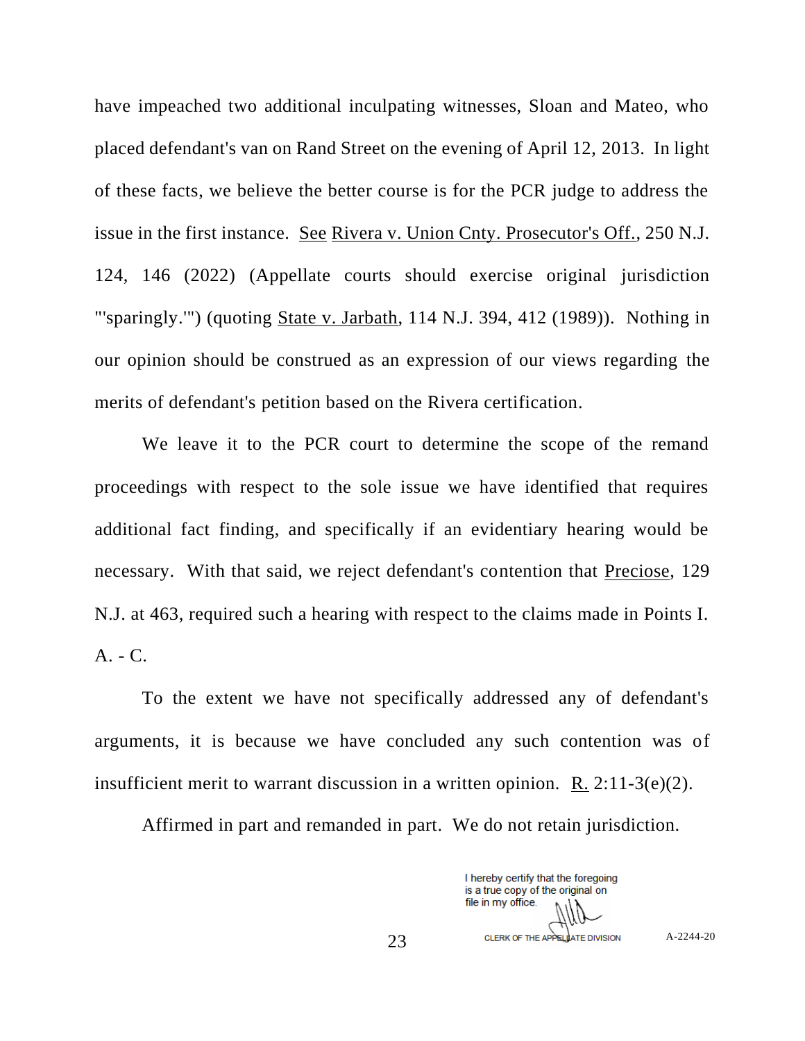have impeached two additional inculpating witnesses, Sloan and Mateo, who placed defendant's van on Rand Street on the evening of April 12, 2013. In light of these facts, we believe the better course is for the PCR judge to address the issue in the first instance. See Rivera v. Union Cnty. Prosecutor's Off., 250 N.J. 124, 146 (2022) (Appellate courts should exercise original jurisdiction "'sparingly.'") (quoting State v. Jarbath, 114 N.J. 394, 412 (1989)). Nothing in our opinion should be construed as an expression of our views regarding the merits of defendant's petition based on the Rivera certification.

We leave it to the PCR court to determine the scope of the remand proceedings with respect to the sole issue we have identified that requires additional fact finding, and specifically if an evidentiary hearing would be necessary. With that said, we reject defendant's contention that Preciose, 129 N.J. at 463, required such a hearing with respect to the claims made in Points I. A. - C.

To the extent we have not specifically addressed any of defendant's arguments, it is because we have concluded any such contention was of insufficient merit to warrant discussion in a written opinion. R. 2:11-3(e)(2).

Affirmed in part and remanded in part. We do not retain jurisdiction.

I hereby certify that the foregoing is a true copy of the original on file in my office.

CLERK OF THE APPELLATE DIVISION

A-2244-20